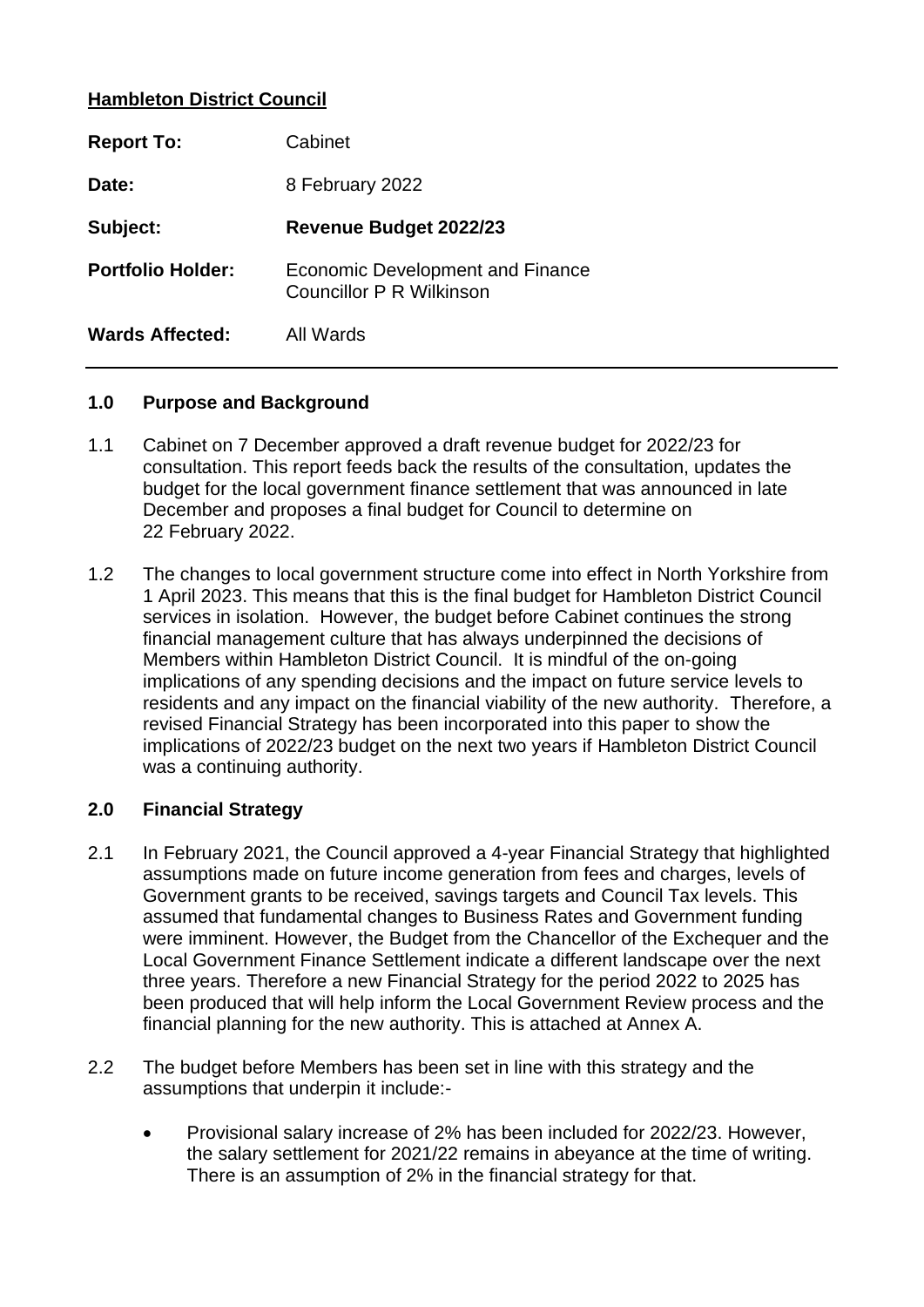**Hambleton District Council**

| | |
|---|---|
| **Report To:** | Cabinet |
| **Date:** | 8 February 2022 |
| **Subject:** | **Revenue Budget 2022/23** |
| **Portfolio Holder:** | Economic Development and Finance<br>Councillor P R Wilkinson |
| **Wards Affected:** | All Wards |

---

## 1.0 Purpose and Background

1.1 Cabinet on 7 December approved a draft revenue budget for 2022/23 for consultation. This report feeds back the results of the consultation, updates the budget for the local government finance settlement that was announced in late December and proposes a final budget for Council to determine on 22 February 2022.

1.2 The changes to local government structure come into effect in North Yorkshire from 1 April 2023. This means that this is the final budget for Hambleton District Council services in isolation. However, the budget before Cabinet continues the strong financial management culture that has always underpinned the decisions of Members within Hambleton District Council. It is mindful of the on-going implications of any spending decisions and the impact on future service levels to residents and any impact on the financial viability of the new authority. Therefore, a revised Financial Strategy has been incorporated into this paper to show the implications of 2022/23 budget on the next two years if Hambleton District Council was a continuing authority.

## 2.0 Financial Strategy

2.1 In February 2021, the Council approved a 4-year Financial Strategy that highlighted assumptions made on future income generation from fees and charges, levels of Government grants to be received, savings targets and Council Tax levels. This assumed that fundamental changes to Business Rates and Government funding were imminent. However, the Budget from the Chancellor of the Exchequer and the Local Government Finance Settlement indicate a different landscape over the next three years. Therefore a new Financial Strategy for the period 2022 to 2025 has been produced that will help inform the Local Government Review process and the financial planning for the new authority. This is attached at Annex A.

2.2 The budget before Members has been set in line with this strategy and the assumptions that underpin it include:-

- Provisional salary increase of 2% has been included for 2022/23. However, the salary settlement for 2021/22 remains in abeyance at the time of writing. There is an assumption of 2% in the financial strategy for that.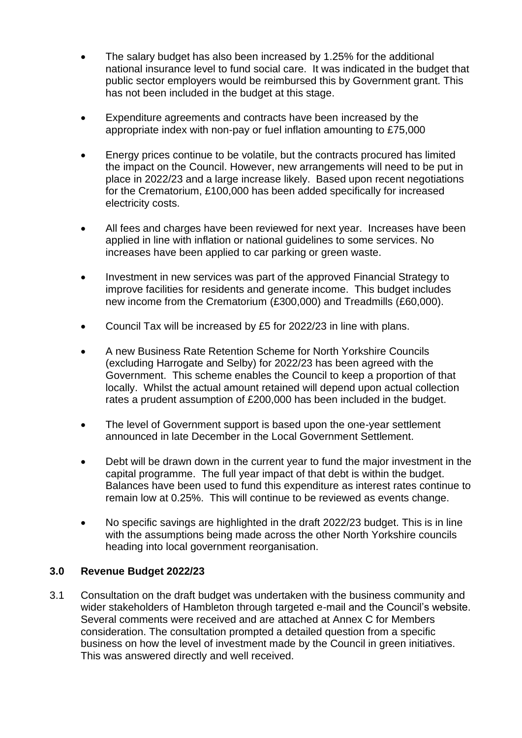- The salary budget has also been increased by 1.25% for the additional national insurance level to fund social care. It was indicated in the budget that public sector employers would be reimbursed this by Government grant. This has not been included in the budget at this stage.

- Expenditure agreements and contracts have been increased by the appropriate index with non-pay or fuel inflation amounting to £75,000

- Energy prices continue to be volatile, but the contracts procured has limited the impact on the Council. However, new arrangements will need to be put in place in 2022/23 and a large increase likely. Based upon recent negotiations for the Crematorium, £100,000 has been added specifically for increased electricity costs.

- All fees and charges have been reviewed for next year. Increases have been applied in line with inflation or national guidelines to some services. No increases have been applied to car parking or green waste.

- Investment in new services was part of the approved Financial Strategy to improve facilities for residents and generate income. This budget includes new income from the Crematorium (£300,000) and Treadmills (£60,000).

- Council Tax will be increased by £5 for 2022/23 in line with plans.

- A new Business Rate Retention Scheme for North Yorkshire Councils (excluding Harrogate and Selby) for 2022/23 has been agreed with the Government. This scheme enables the Council to keep a proportion of that locally. Whilst the actual amount retained will depend upon actual collection rates a prudent assumption of £200,000 has been included in the budget.

- The level of Government support is based upon the one-year settlement announced in late December in the Local Government Settlement.

- Debt will be drawn down in the current year to fund the major investment in the capital programme. The full year impact of that debt is within the budget. Balances have been used to fund this expenditure as interest rates continue to remain low at 0.25%. This will continue to be reviewed as events change.

- No specific savings are highlighted in the draft 2022/23 budget. This is in line with the assumptions being made across the other North Yorkshire councils heading into local government reorganisation.

## 3.0 Revenue Budget 2022/23

3.1 Consultation on the draft budget was undertaken with the business community and wider stakeholders of Hambleton through targeted e-mail and the Council's website. Several comments were received and are attached at Annex C for Members consideration. The consultation prompted a detailed question from a specific business on how the level of investment made by the Council in green initiatives. This was answered directly and well received.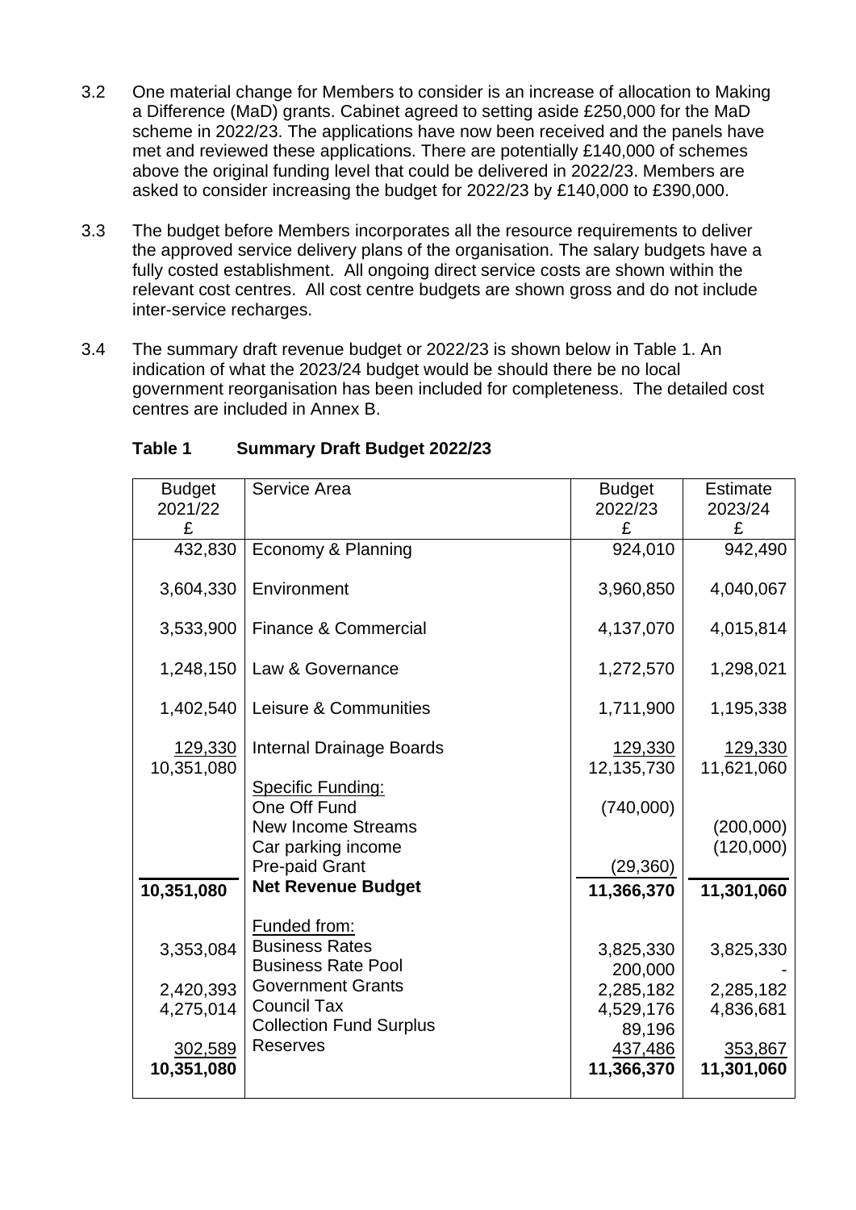3.2 One material change for Members to consider is an increase of allocation to Making a Difference (MaD) grants. Cabinet agreed to setting aside £250,000 for the MaD scheme in 2022/23. The applications have now been received and the panels have met and reviewed these applications. There are potentially £140,000 of schemes above the original funding level that could be delivered in 2022/23. Members are asked to consider increasing the budget for 2022/23 by £140,000 to £390,000.

3.3 The budget before Members incorporates all the resource requirements to deliver the approved service delivery plans of the organisation. The salary budgets have a fully costed establishment. All ongoing direct service costs are shown within the relevant cost centres. All cost centre budgets are shown gross and do not include inter-service recharges.

3.4 The summary draft revenue budget or 2022/23 is shown below in Table 1. An indication of what the 2023/24 budget would be should there be no local government reorganisation has been included for completeness. The detailed cost centres are included in Annex B.

**Table 1 Summary Draft Budget 2022/23**

| Budget 2021/22 £ | Service Area | Budget 2022/23 £ | Estimate 2023/24 £ |
|---|---|---|---|
| 432,830 | Economy & Planning | 924,010 | 942,490 |
| 3,604,330 | Environment | 3,960,850 | 4,040,067 |
| 3,533,900 | Finance & Commercial | 4,137,070 | 4,015,814 |
| 1,248,150 | Law & Governance | 1,272,570 | 1,298,021 |
| 1,402,540 | Leisure & Communities | 1,711,900 | 1,195,338 |
| 129,330 | Internal Drainage Boards | 129,330 | 129,330 |
| 10,351,080 | | 12,135,730 | 11,621,060 |
| | Specific Funding: | | |
| | One Off Fund | (740,000) | |
| | New Income Streams | | (200,000) |
| | Car parking income | | (120,000) |
| | Pre-paid Grant | (29,360) | |
| **10,351,080** | **Net Revenue Budget** | **11,366,370** | **11,301,060** |
| | Funded from: | | |
| 3,353,084 | Business Rates | 3,825,330 | 3,825,330 |
| | Business Rate Pool | 200,000 | - |
| 2,420,393 | Government Grants | 2,285,182 | 2,285,182 |
| 4,275,014 | Council Tax | 4,529,176 | 4,836,681 |
| | Collection Fund Surplus | 89,196 | |
| 302,589 | Reserves | 437,486 | 353,867 |
| 10,351,080 | | 11,366,370 | 11,301,060 |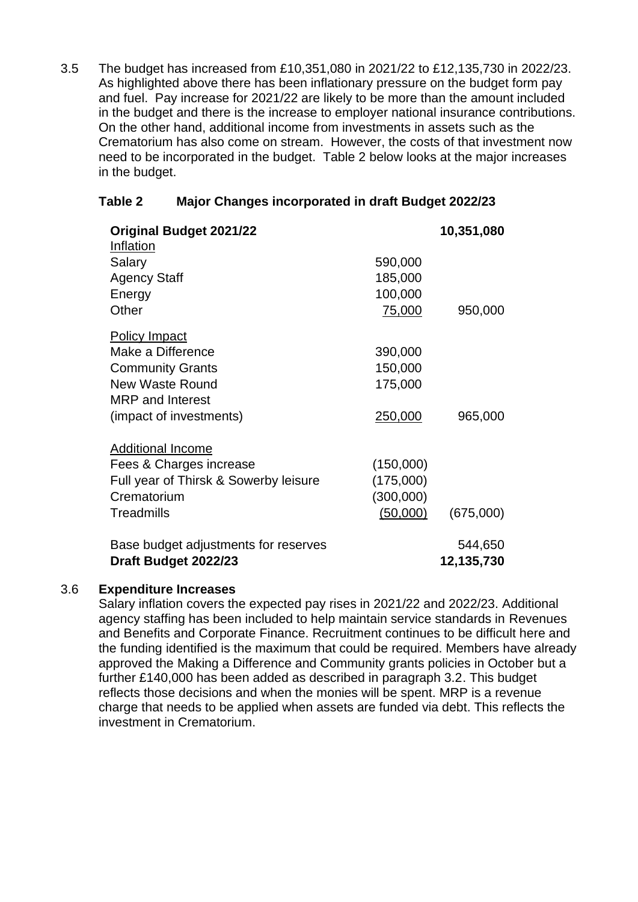3.5 The budget has increased from £10,351,080 in 2021/22 to £12,135,730 in 2022/23. As highlighted above there has been inflationary pressure on the budget form pay and fuel. Pay increase for 2021/22 are likely to be more than the amount included in the budget and there is the increase to employer national insurance contributions. On the other hand, additional income from investments in assets such as the Crematorium has also come on stream. However, the costs of that investment now need to be incorporated in the budget. Table 2 below looks at the major increases in the budget.

**Table 2 Major Changes incorporated in draft Budget 2022/23**

| | | |
|---|---|---|
| **Original Budget 2021/22** | | **10,351,080** |
| Inflation | | |
| Salary | 590,000 | |
| Agency Staff | 185,000 | |
| Energy | 100,000 | |
| Other | 75,000 | 950,000 |
| Policy Impact | | |
| Make a Difference | 390,000 | |
| Community Grants | 150,000 | |
| New Waste Round | 175,000 | |
| MRP and Interest (impact of investments) | 250,000 | 965,000 |
| Additional Income | | |
| Fees & Charges increase | (150,000) | |
| Full year of Thirsk & Sowerby leisure | (175,000) | |
| Crematorium | (300,000) | |
| Treadmills | (50,000) | (675,000) |
| Base budget adjustments for reserves | | 544,650 |
| **Draft Budget 2022/23** | | **12,135,730** |

3.6 **Expenditure Increases**

Salary inflation covers the expected pay rises in 2021/22 and 2022/23. Additional agency staffing has been included to help maintain service standards in Revenues and Benefits and Corporate Finance. Recruitment continues to be difficult here and the funding identified is the maximum that could be required. Members have already approved the Making a Difference and Community grants policies in October but a further £140,000 has been added as described in paragraph 3.2. This budget reflects those decisions and when the monies will be spent. MRP is a revenue charge that needs to be applied when assets are funded via debt. This reflects the investment in Crematorium.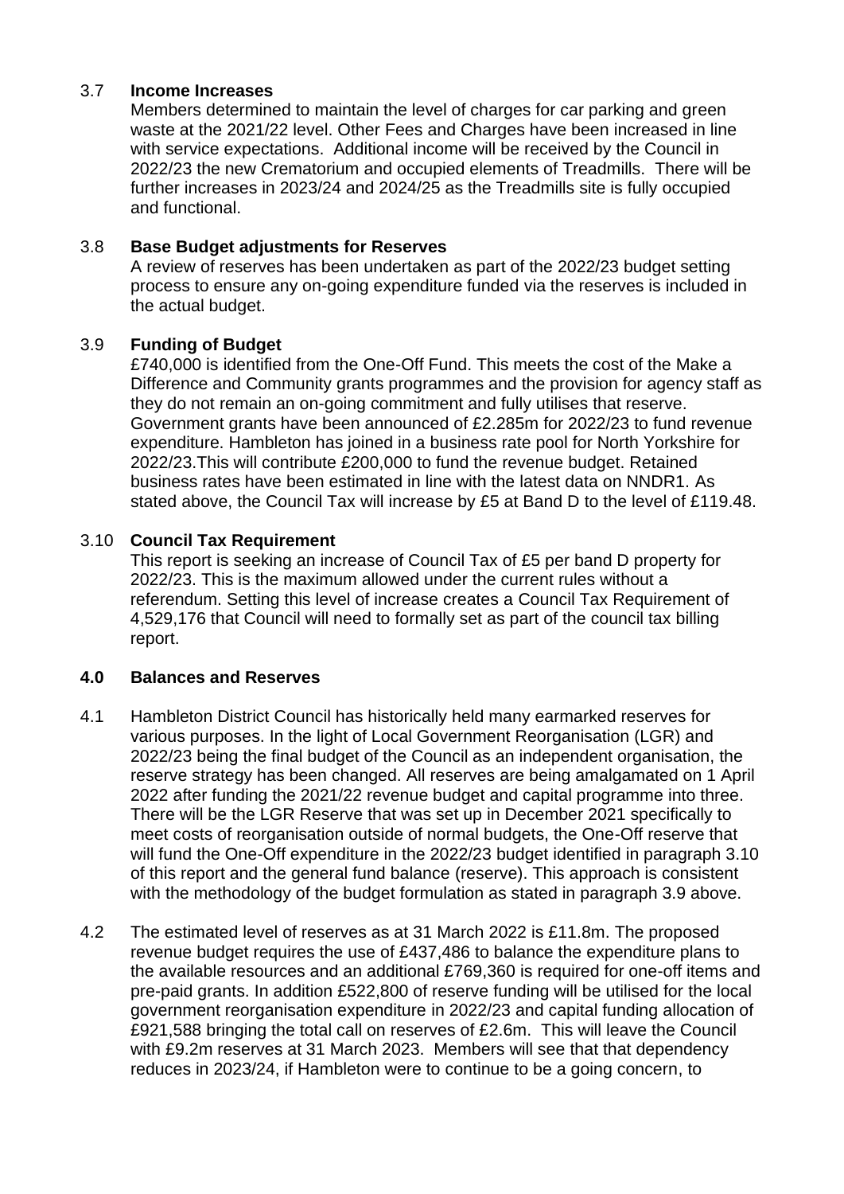3.7 **Income Increases**

Members determined to maintain the level of charges for car parking and green waste at the 2021/22 level. Other Fees and Charges have been increased in line with service expectations. Additional income will be received by the Council in 2022/23 the new Crematorium and occupied elements of Treadmills. There will be further increases in 2023/24 and 2024/25 as the Treadmills site is fully occupied and functional.

3.8 **Base Budget adjustments for Reserves**

A review of reserves has been undertaken as part of the 2022/23 budget setting process to ensure any on-going expenditure funded via the reserves is included in the actual budget.

3.9 **Funding of Budget**

£740,000 is identified from the One-Off Fund. This meets the cost of the Make a Difference and Community grants programmes and the provision for agency staff as they do not remain an on-going commitment and fully utilises that reserve. Government grants have been announced of £2.285m for 2022/23 to fund revenue expenditure. Hambleton has joined in a business rate pool for North Yorkshire for 2022/23.This will contribute £200,000 to fund the revenue budget. Retained business rates have been estimated in line with the latest data on NNDR1. As stated above, the Council Tax will increase by £5 at Band D to the level of £119.48.

3.10 **Council Tax Requirement**

This report is seeking an increase of Council Tax of £5 per band D property for 2022/23. This is the maximum allowed under the current rules without a referendum. Setting this level of increase creates a Council Tax Requirement of 4,529,176 that Council will need to formally set as part of the council tax billing report.

## 4.0 Balances and Reserves

4.1 Hambleton District Council has historically held many earmarked reserves for various purposes. In the light of Local Government Reorganisation (LGR) and 2022/23 being the final budget of the Council as an independent organisation, the reserve strategy has been changed. All reserves are being amalgamated on 1 April 2022 after funding the 2021/22 revenue budget and capital programme into three. There will be the LGR Reserve that was set up in December 2021 specifically to meet costs of reorganisation outside of normal budgets, the One-Off reserve that will fund the One-Off expenditure in the 2022/23 budget identified in paragraph 3.10 of this report and the general fund balance (reserve). This approach is consistent with the methodology of the budget formulation as stated in paragraph 3.9 above.

4.2 The estimated level of reserves as at 31 March 2022 is £11.8m. The proposed revenue budget requires the use of £437,486 to balance the expenditure plans to the available resources and an additional £769,360 is required for one-off items and pre-paid grants. In addition £522,800 of reserve funding will be utilised for the local government reorganisation expenditure in 2022/23 and capital funding allocation of £921,588 bringing the total call on reserves of £2.6m. This will leave the Council with £9.2m reserves at 31 March 2023. Members will see that that dependency reduces in 2023/24, if Hambleton were to continue to be a going concern, to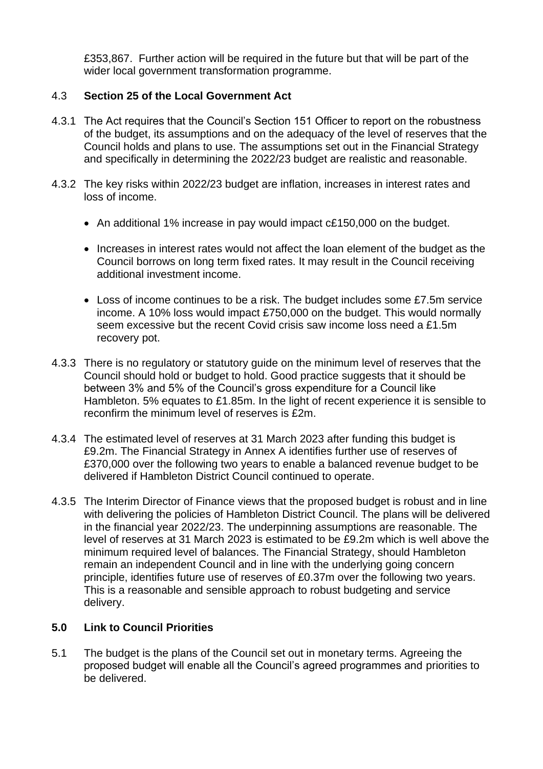£353,867. Further action will be required in the future but that will be part of the wider local government transformation programme.

### 4.3 Section 25 of the Local Government Act

4.3.1 The Act requires that the Council's Section 151 Officer to report on the robustness of the budget, its assumptions and on the adequacy of the level of reserves that the Council holds and plans to use. The assumptions set out in the Financial Strategy and specifically in determining the 2022/23 budget are realistic and reasonable.

4.3.2 The key risks within 2022/23 budget are inflation, increases in interest rates and loss of income.

- An additional 1% increase in pay would impact c£150,000 on the budget.
- Increases in interest rates would not affect the loan element of the budget as the Council borrows on long term fixed rates. It may result in the Council receiving additional investment income.
- Loss of income continues to be a risk. The budget includes some £7.5m service income. A 10% loss would impact £750,000 on the budget. This would normally seem excessive but the recent Covid crisis saw income loss need a £1.5m recovery pot.

4.3.3 There is no regulatory or statutory guide on the minimum level of reserves that the Council should hold or budget to hold. Good practice suggests that it should be between 3% and 5% of the Council's gross expenditure for a Council like Hambleton. 5% equates to £1.85m. In the light of recent experience it is sensible to reconfirm the minimum level of reserves is £2m.

4.3.4 The estimated level of reserves at 31 March 2023 after funding this budget is £9.2m. The Financial Strategy in Annex A identifies further use of reserves of £370,000 over the following two years to enable a balanced revenue budget to be delivered if Hambleton District Council continued to operate.

4.3.5 The Interim Director of Finance views that the proposed budget is robust and in line with delivering the policies of Hambleton District Council. The plans will be delivered in the financial year 2022/23. The underpinning assumptions are reasonable. The level of reserves at 31 March 2023 is estimated to be £9.2m which is well above the minimum required level of balances. The Financial Strategy, should Hambleton remain an independent Council and in line with the underlying going concern principle, identifies future use of reserves of £0.37m over the following two years. This is a reasonable and sensible approach to robust budgeting and service delivery.

## 5.0 Link to Council Priorities

5.1 The budget is the plans of the Council set out in monetary terms. Agreeing the proposed budget will enable all the Council's agreed programmes and priorities to be delivered.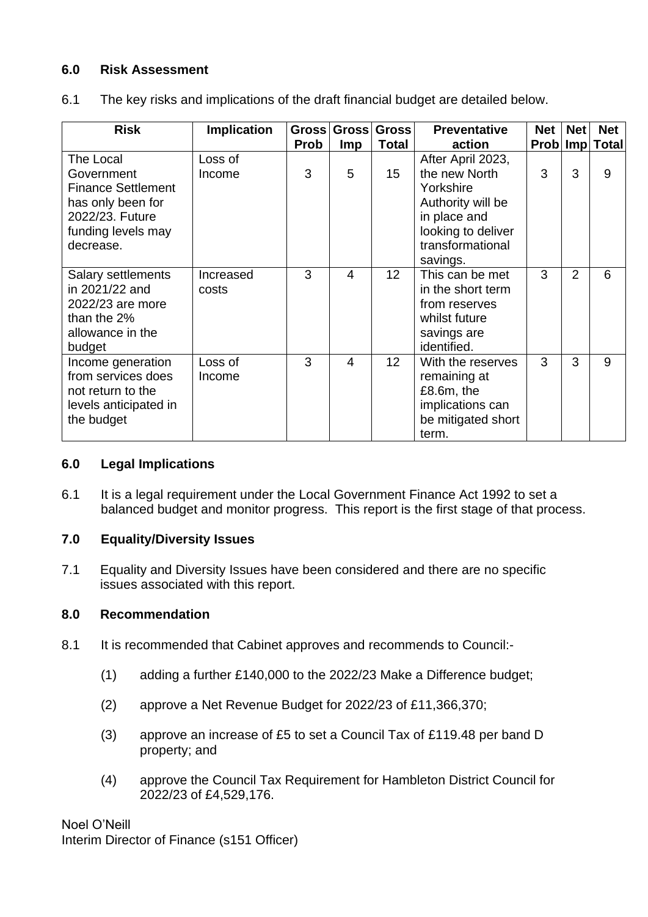### 6.0 Risk Assessment

6.1 The key risks and implications of the draft financial budget are detailed below.

| Risk | Implication | Gross Prob | Gross Imp | Gross Total | Preventative action | Net Prob | Net Imp | Net Total |
|---|---|---|---|---|---|---|---|---|
| The Local Government Finance Settlement has only been for 2022/23. Future funding levels may decrease. | Loss of Income | 3 | 5 | 15 | After April 2023, the new North Yorkshire Authority will be in place and looking to deliver transformational savings. | 3 | 3 | 9 |
| Salary settlements in 2021/22 and 2022/23 are more than the 2% allowance in the budget | Increased costs | 3 | 4 | 12 | This can be met in the short term from reserves whilst future savings are identified. | 3 | 2 | 6 |
| Income generation from services does not return to the levels anticipated in the budget | Loss of Income | 3 | 4 | 12 | With the reserves remaining at £8.6m, the implications can be mitigated short term. | 3 | 3 | 9 |

### 6.0 Legal Implications

6.1 It is a legal requirement under the Local Government Finance Act 1992 to set a balanced budget and monitor progress. This report is the first stage of that process.

### 7.0 Equality/Diversity Issues

7.1 Equality and Diversity Issues have been considered and there are no specific issues associated with this report.

### 8.0 Recommendation

8.1 It is recommended that Cabinet approves and recommends to Council:-

(1) adding a further £140,000 to the 2022/23 Make a Difference budget;

(2) approve a Net Revenue Budget for 2022/23 of £11,366,370;

(3) approve an increase of £5 to set a Council Tax of £119.48 per band D property; and

(4) approve the Council Tax Requirement for Hambleton District Council for 2022/23 of £4,529,176.

Noel O'Neill
Interim Director of Finance (s151 Officer)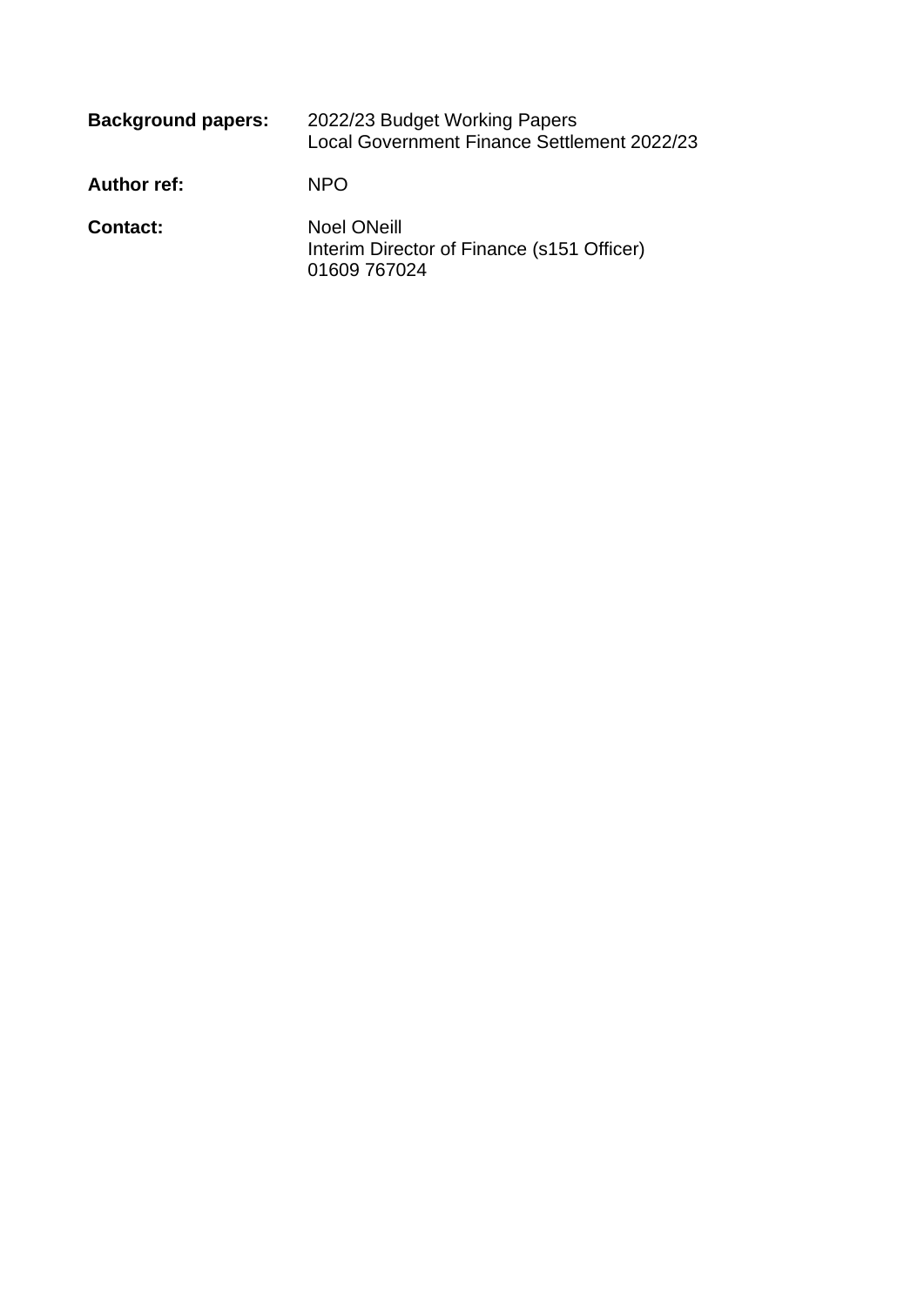| | |
|---|---|
| **Background papers:** | 2022/23 Budget Working Papers<br>Local Government Finance Settlement 2022/23 |
| **Author ref:** | NPO |
| **Contact:** | Noel ONeill<br>Interim Director of Finance (s151 Officer)<br>01609 767024 |